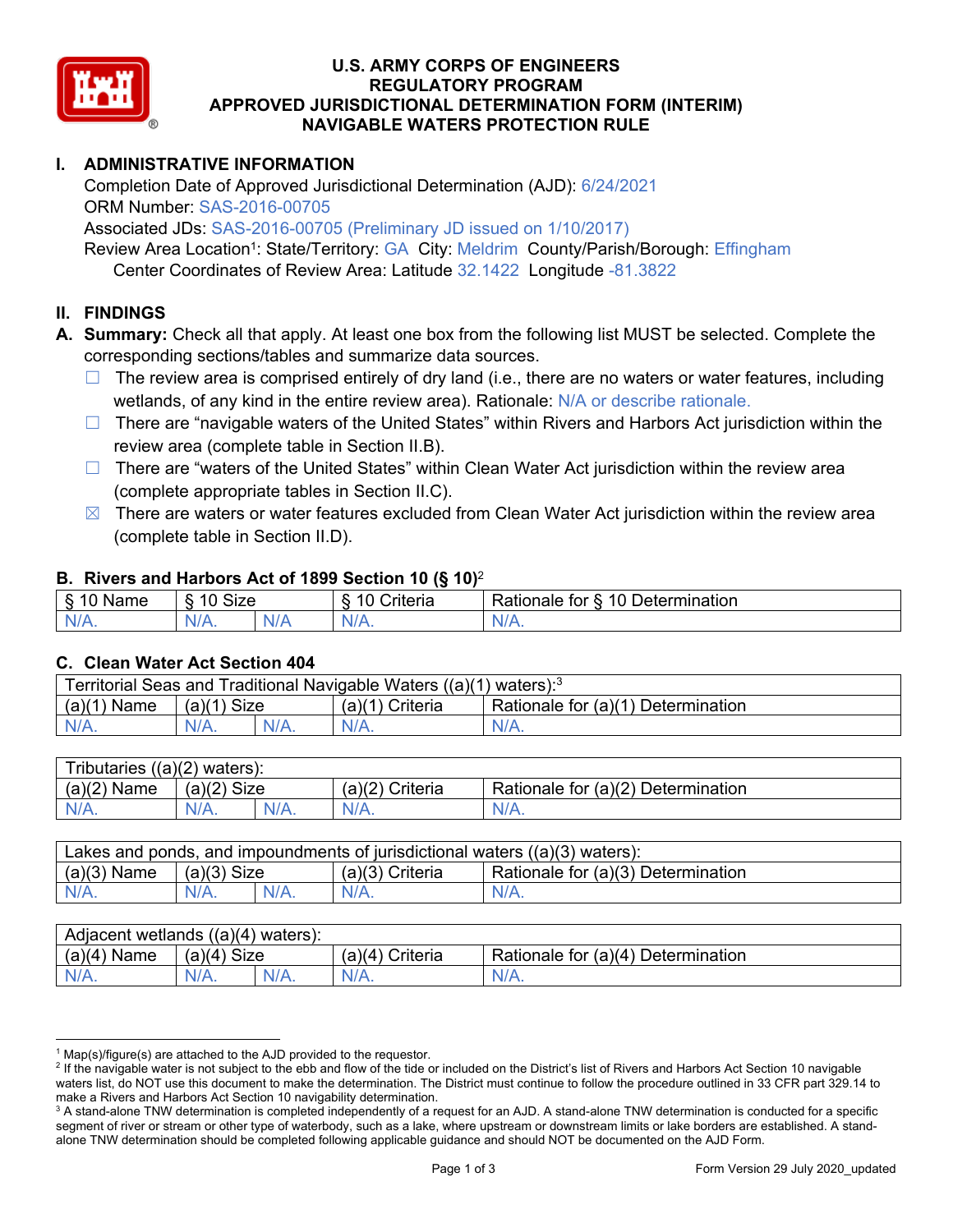# U.S. ARMY CORPS OF ENGINEERS
# REGULATORY PROGRAM
# APPROVED JURISDICTIONAL DETERMINATION FORM (INTERIM)
# NAVIGABLE WATERS PROTECTION RULE

## I. ADMINISTRATIVE INFORMATION

Completion Date of Approved Jurisdictional Determination (AJD): 6/24/2021
ORM Number: SAS-2016-00705
Associated JDs: SAS-2016-00705 (Preliminary JD issued on 1/10/2017)
Review Area Location[1]: State/Territory: GA City: Meldrim County/Parish/Borough: Effingham
Center Coordinates of Review Area: Latitude 32.1422 Longitude -81.3822

## II. FINDINGS

**A. Summary:** Check all that apply. At least one box from the following list MUST be selected. Complete the corresponding sections/tables and summarize data sources.

- ☐ The review area is comprised entirely of dry land (i.e., there are no waters or water features, including wetlands, of any kind in the entire review area). Rationale: N/A or describe rationale.
- ☐ There are "navigable waters of the United States" within Rivers and Harbors Act jurisdiction within the review area (complete table in Section II.B).
- ☐ There are "waters of the United States" within Clean Water Act jurisdiction within the review area (complete appropriate tables in Section II.C).
- ☒ There are waters or water features excluded from Clean Water Act jurisdiction within the review area (complete table in Section II.D).

### B. Rivers and Harbors Act of 1899 Section 10 (§ 10)[2]

| § 10 Name | § 10 Size | | § 10 Criteria | Rationale for § 10 Determination |
|---|---|---|---|---|
| N/A. | N/A. | N/A | N/A. | N/A. |

### C. Clean Water Act Section 404

| Territorial Seas and Traditional Navigable Waters ((a)(1) waters):[3] | | | | |
|---|---|---|---|---|
| (a)(1) Name | (a)(1) Size | | (a)(1) Criteria | Rationale for (a)(1) Determination |
| N/A. | N/A. | N/A. | N/A. | N/A. |

| Tributaries ((a)(2) waters): | | | | |
|---|---|---|---|---|
| (a)(2) Name | (a)(2) Size | | (a)(2) Criteria | Rationale for (a)(2) Determination |
| N/A. | N/A. | N/A. | N/A. | N/A. |

| Lakes and ponds, and impoundments of jurisdictional waters ((a)(3) waters): | | | | |
|---|---|---|---|---|
| (a)(3) Name | (a)(3) Size | | (a)(3) Criteria | Rationale for (a)(3) Determination |
| N/A. | N/A. | N/A. | N/A. | N/A. |

| Adjacent wetlands ((a)(4) waters): | | | | |
|---|---|---|---|---|
| (a)(4) Name | (a)(4) Size | | (a)(4) Criteria | Rationale for (a)(4) Determination |
| N/A. | N/A. | N/A. | N/A. | N/A. |

---

[1] Map(s)/figure(s) are attached to the AJD provided to the requestor.

[2] If the navigable water is not subject to the ebb and flow of the tide or included on the District's list of Rivers and Harbors Act Section 10 navigable waters list, do NOT use this document to make the determination. The District must continue to follow the procedure outlined in 33 CFR part 329.14 to make a Rivers and Harbors Act Section 10 navigability determination.

[3] A stand-alone TNW determination is completed independently of a request for an AJD. A stand-alone TNW determination is conducted for a specific segment of river or stream or other type of waterbody, such as a lake, where upstream or downstream limits or lake borders are established. A stand-alone TNW determination should be completed following applicable guidance and should NOT be documented on the AJD Form.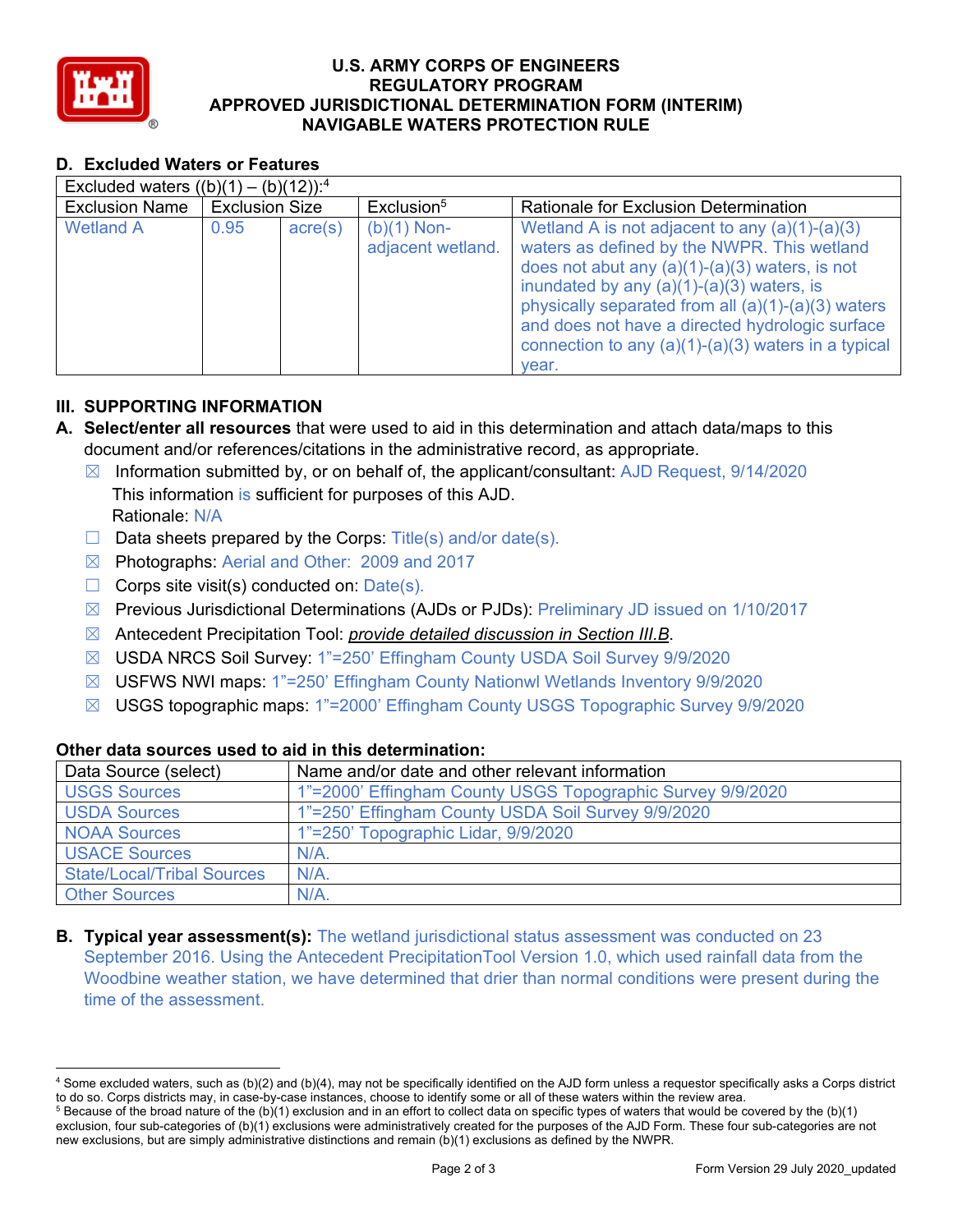# U.S. ARMY CORPS OF ENGINEERS
# REGULATORY PROGRAM
# APPROVED JURISDICTIONAL DETERMINATION FORM (INTERIM)
# NAVIGABLE WATERS PROTECTION RULE

## D. Excluded Waters or Features

| Excluded waters ((b)(1) – (b)(12)):[4] | | | | |
|---|---|---|---|---|
| Exclusion Name | Exclusion Size | | Exclusion[5] | Rationale for Exclusion Determination |
| Wetland A | 0.95 | acre(s) | (b)(1) Non-adjacent wetland. | Wetland A is not adjacent to any (a)(1)-(a)(3) waters as defined by the NWPR. This wetland does not abut any (a)(1)-(a)(3) waters, is not inundated by any (a)(1)-(a)(3) waters, is physically separated from all (a)(1)-(a)(3) waters and does not have a directed hydrologic surface connection to any (a)(1)-(a)(3) waters in a typical year. |

## III. SUPPORTING INFORMATION

**A. Select/enter all resources** that were used to aid in this determination and attach data/maps to this document and/or references/citations in the administrative record, as appropriate.

- ☒ Information submitted by, or on behalf of, the applicant/consultant: AJD Request, 9/14/2020
  This information is sufficient for purposes of this AJD.
  Rationale: N/A
- ☐ Data sheets prepared by the Corps: Title(s) and/or date(s).
- ☒ Photographs: Aerial and Other: 2009 and 2017
- ☐ Corps site visit(s) conducted on: Date(s).
- ☒ Previous Jurisdictional Determinations (AJDs or PJDs): Preliminary JD issued on 1/10/2017
- ☒ Antecedent Precipitation Tool: *provide detailed discussion in Section III.B*.
- ☒ USDA NRCS Soil Survey: 1"=250' Effingham County USDA Soil Survey 9/9/2020
- ☒ USFWS NWI maps: 1"=250' Effingham County Nationwl Wetlands Inventory 9/9/2020
- ☒ USGS topographic maps: 1"=2000' Effingham County USGS Topographic Survey 9/9/2020

**Other data sources used to aid in this determination:**

| Data Source (select) | Name and/or date and other relevant information |
|---|---|
| USGS Sources | 1"=2000' Effingham County USGS Topographic Survey 9/9/2020 |
| USDA Sources | 1"=250' Effingham County USDA Soil Survey 9/9/2020 |
| NOAA Sources | 1"=250' Topographic Lidar, 9/9/2020 |
| USACE Sources | N/A. |
| State/Local/Tribal Sources | N/A. |
| Other Sources | N/A. |

**B. Typical year assessment(s):** The wetland jurisdictional status assessment was conducted on 23 September 2016. Using the Antecedent PrecipitationTool Version 1.0, which used rainfall data from the Woodbine weather station, we have determined that drier than normal conditions were present during the time of the assessment.

---

[4] Some excluded waters, such as (b)(2) and (b)(4), may not be specifically identified on the AJD form unless a requestor specifically asks a Corps district to do so. Corps districts may, in case-by-case instances, choose to identify some or all of these waters within the review area.
[5] Because of the broad nature of the (b)(1) exclusion and in an effort to collect data on specific types of waters that would be covered by the (b)(1) exclusion, four sub-categories of (b)(1) exclusions were administratively created for the purposes of the AJD Form. These four sub-categories are not new exclusions, but are simply administrative distinctions and remain (b)(1) exclusions as defined by the NWPR.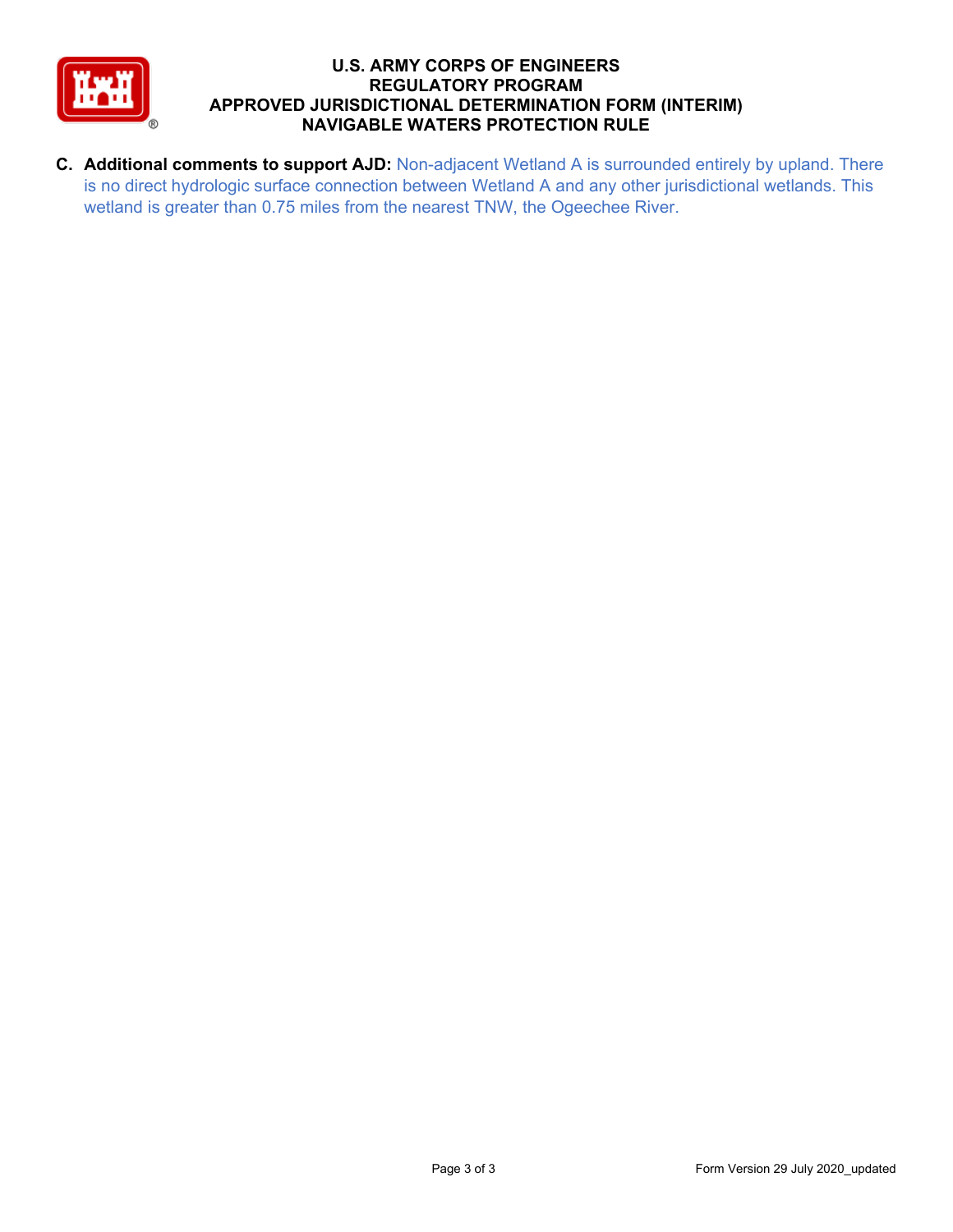**C. Additional comments to support AJD:** Non-adjacent Wetland A is surrounded entirely by upland. There is no direct hydrologic surface connection between Wetland A and any other jurisdictional wetlands. This wetland is greater than 0.75 miles from the nearest TNW, the Ogeechee River.